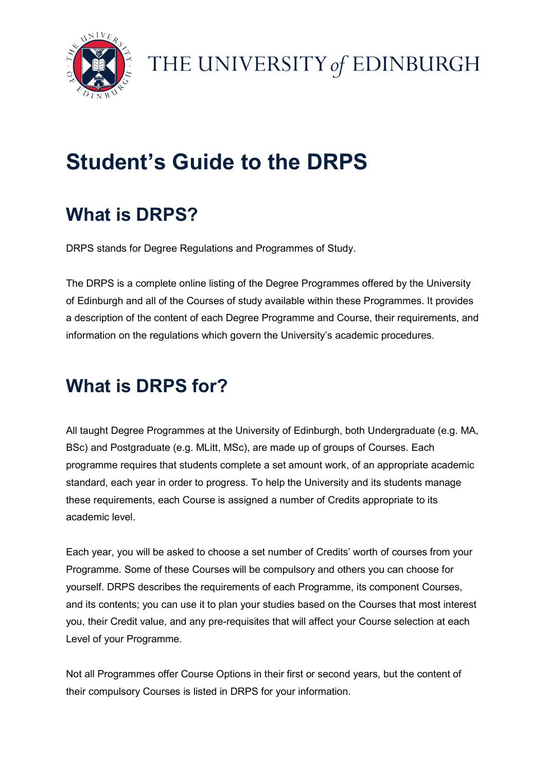# Student's Guide to the DRPS

## What is DRPS?

DRPS stands for Degree Regulations and Programmes of Study.

The DRPS is a complete online listing of the Degree Programmes offered by the University of Edinburgh and all of the Courses of study available within these Programmes. It provides a description of the content of each Degree Programme and Course, their requirements, and information on the regulations which govern the University's academic procedures.

## What is DRPS for?

All taught Degree Programmes at the University of Edinburgh, both Undergraduate (e.g. MA, BSc) and Postgraduate (e.g. MLitt, MSc), are made up of groups of Courses. Each programme requires that students complete a set amount work, of an appropriate academic standard, each year in order to progress. To help the University and its students manage these requirements, each Course is assigned a number of Credits appropriate to its academic level.

Each year, you will be asked to choose a set number of Credits' worth of courses from your Programme. Some of these Courses will be compulsory and others you can choose for yourself. DRPS describes the requirements of each Programme, its component Courses, and its contents; you can use it to plan your studies based on the Courses that most interest you, their Credit value, and any pre-requisites that will affect your Course selection at each Level of your Programme.

Not all Programmes offer Course Options in their first or second years, but the content of their compulsory Courses is listed in DRPS for your information.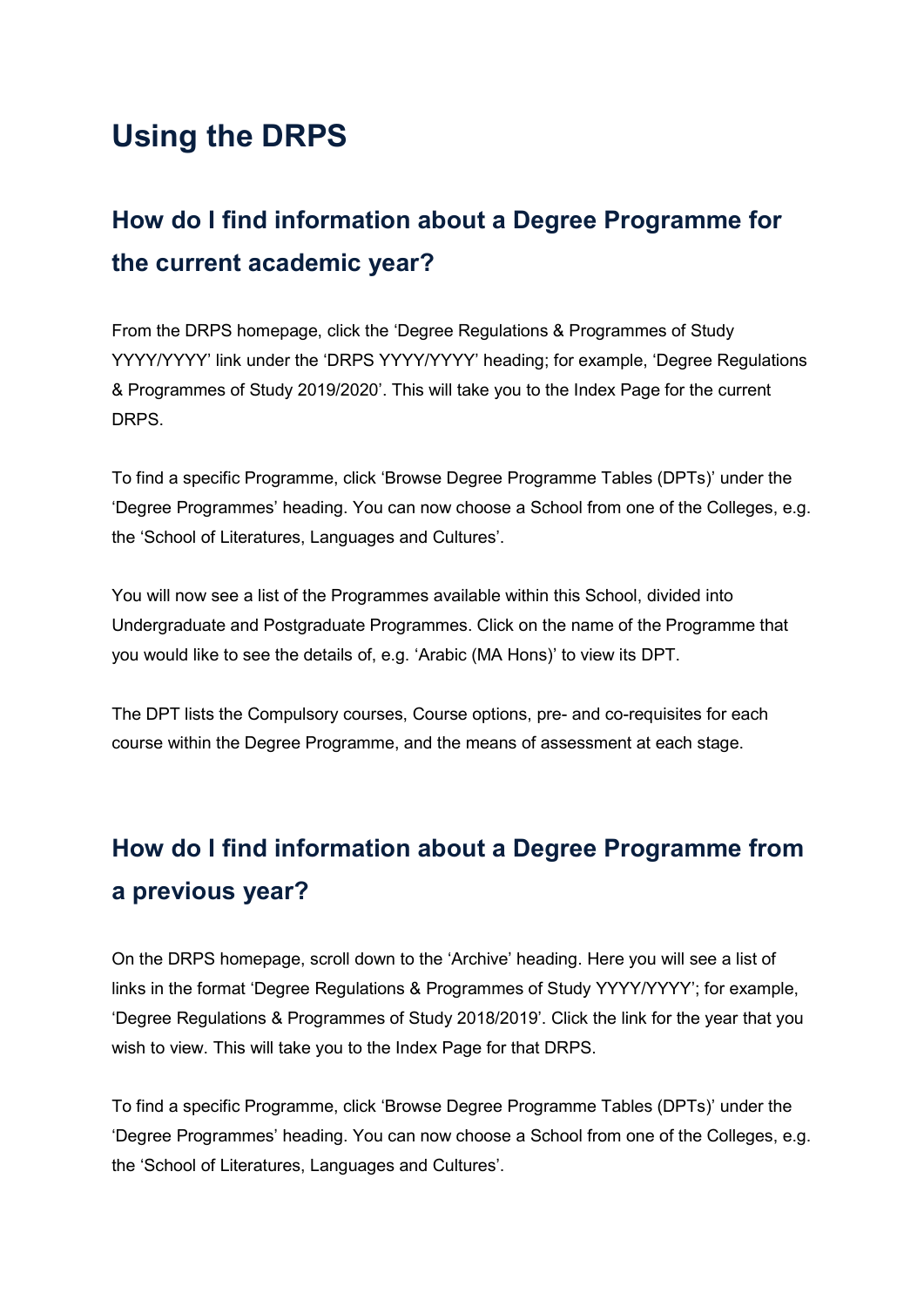# Using the DRPS

## How do I find information about a Degree Programme for the current academic year?

From the DRPS homepage, click the 'Degree Regulations & Programmes of Study YYYY/YYYY' link under the 'DRPS YYYY/YYYY' heading; for example, 'Degree Regulations & Programmes of Study 2019/2020'. This will take you to the Index Page for the current DRPS.

To find a specific Programme, click 'Browse Degree Programme Tables (DPTs)' under the 'Degree Programmes' heading. You can now choose a School from one of the Colleges, e.g. the 'School of Literatures, Languages and Cultures'.

You will now see a list of the Programmes available within this School, divided into Undergraduate and Postgraduate Programmes. Click on the name of the Programme that you would like to see the details of, e.g. 'Arabic (MA Hons)' to view its DPT.

The DPT lists the Compulsory courses, Course options, pre- and co-requisites for each course within the Degree Programme, and the means of assessment at each stage.

## How do I find information about a Degree Programme from a previous year?

On the DRPS homepage, scroll down to the 'Archive' heading. Here you will see a list of links in the format 'Degree Regulations & Programmes of Study YYYY/YYYY'; for example, 'Degree Regulations & Programmes of Study 2018/2019'. Click the link for the year that you wish to view. This will take you to the Index Page for that DRPS.

To find a specific Programme, click 'Browse Degree Programme Tables (DPTs)' under the 'Degree Programmes' heading. You can now choose a School from one of the Colleges, e.g. the 'School of Literatures, Languages and Cultures'.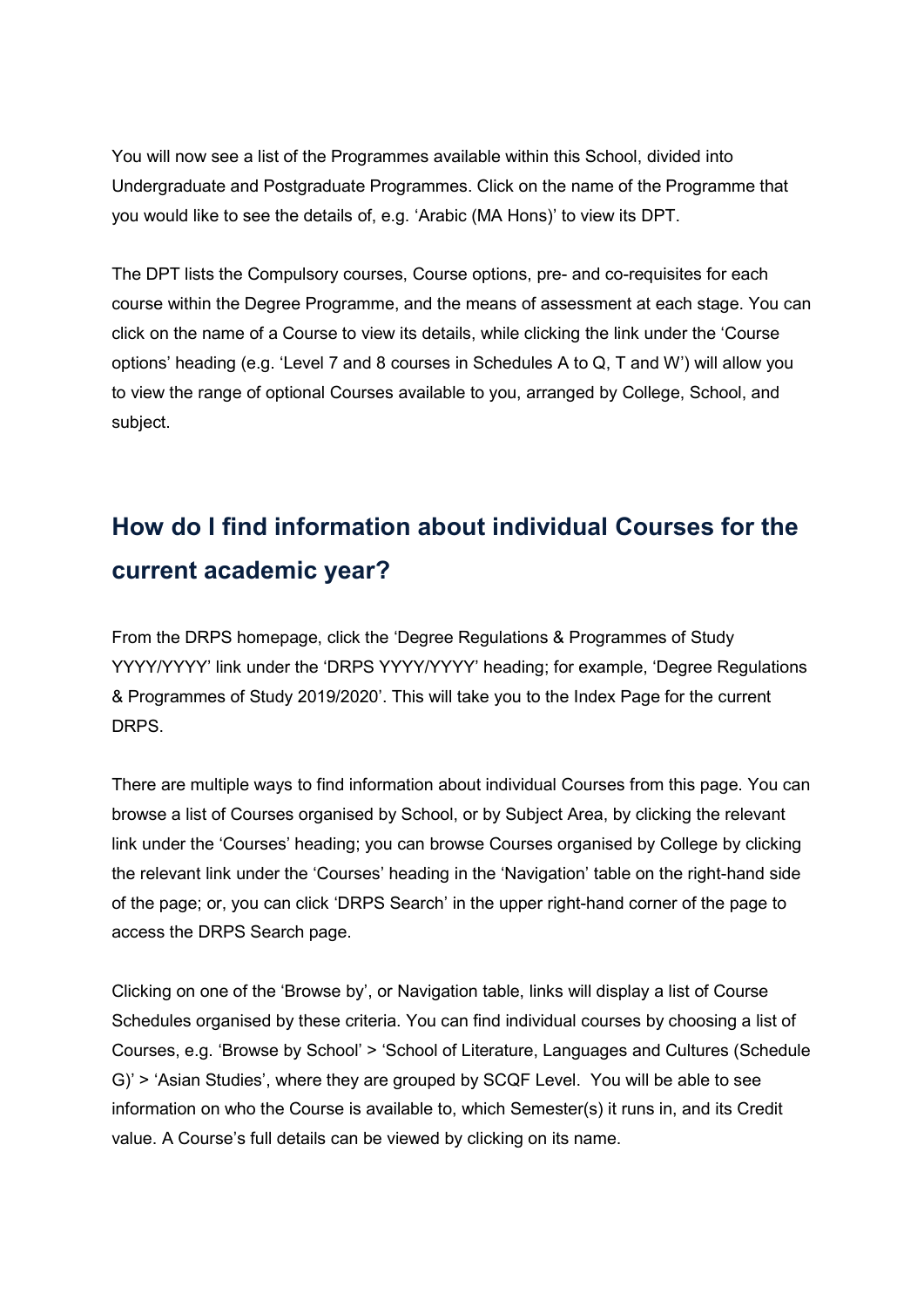You will now see a list of the Programmes available within this School, divided into Undergraduate and Postgraduate Programmes. Click on the name of the Programme that you would like to see the details of, e.g. 'Arabic (MA Hons)' to view its DPT.

The DPT lists the Compulsory courses, Course options, pre- and co-requisites for each course within the Degree Programme, and the means of assessment at each stage. You can click on the name of a Course to view its details, while clicking the link under the 'Course options' heading (e.g. 'Level 7 and 8 courses in Schedules A to Q, T and W') will allow you to view the range of optional Courses available to you, arranged by College, School, and subject.

## How do I find information about individual Courses for the current academic year?

From the DRPS homepage, click the 'Degree Regulations & Programmes of Study YYYY/YYYY' link under the 'DRPS YYYY/YYYY' heading; for example, 'Degree Regulations & Programmes of Study 2019/2020'. This will take you to the Index Page for the current DRPS.

There are multiple ways to find information about individual Courses from this page. You can browse a list of Courses organised by School, or by Subject Area, by clicking the relevant link under the 'Courses' heading; you can browse Courses organised by College by clicking the relevant link under the 'Courses' heading in the 'Navigation' table on the right-hand side of the page; or, you can click 'DRPS Search' in the upper right-hand corner of the page to access the DRPS Search page.

Clicking on one of the 'Browse by', or Navigation table, links will display a list of Course Schedules organised by these criteria. You can find individual courses by choosing a list of Courses, e.g. 'Browse by School' > 'School of Literature, Languages and Cultures (Schedule G)' > 'Asian Studies', where they are grouped by SCQF Level. You will be able to see information on who the Course is available to, which Semester(s) it runs in, and its Credit value. A Course's full details can be viewed by clicking on its name.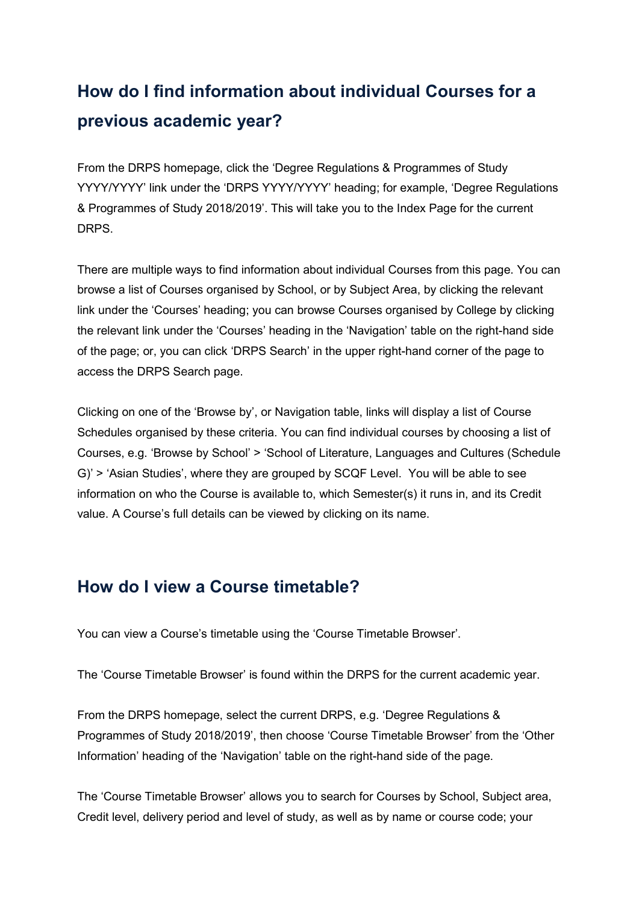## How do I find information about individual Courses for a previous academic year?

From the DRPS homepage, click the 'Degree Regulations & Programmes of Study YYYY/YYYY' link under the 'DRPS YYYY/YYYY' heading; for example, 'Degree Regulations & Programmes of Study 2018/2019'. This will take you to the Index Page for the current DRPS.

There are multiple ways to find information about individual Courses from this page. You can browse a list of Courses organised by School, or by Subject Area, by clicking the relevant link under the 'Courses' heading; you can browse Courses organised by College by clicking the relevant link under the 'Courses' heading in the 'Navigation' table on the right-hand side of the page; or, you can click 'DRPS Search' in the upper right-hand corner of the page to access the DRPS Search page.

Clicking on one of the 'Browse by', or Navigation table, links will display a list of Course Schedules organised by these criteria. You can find individual courses by choosing a list of Courses, e.g. 'Browse by School' > 'School of Literature, Languages and Cultures (Schedule G)' > 'Asian Studies', where they are grouped by SCQF Level. You will be able to see information on who the Course is available to, which Semester(s) it runs in, and its Credit value. A Course's full details can be viewed by clicking on its name.

## How do I view a Course timetable?

You can view a Course's timetable using the 'Course Timetable Browser'.

The 'Course Timetable Browser' is found within the DRPS for the current academic year.

From the DRPS homepage, select the current DRPS, e.g. 'Degree Regulations & Programmes of Study 2018/2019', then choose 'Course Timetable Browser' from the 'Other Information' heading of the 'Navigation' table on the right-hand side of the page.

The 'Course Timetable Browser' allows you to search for Courses by School, Subject area, Credit level, delivery period and level of study, as well as by name or course code; your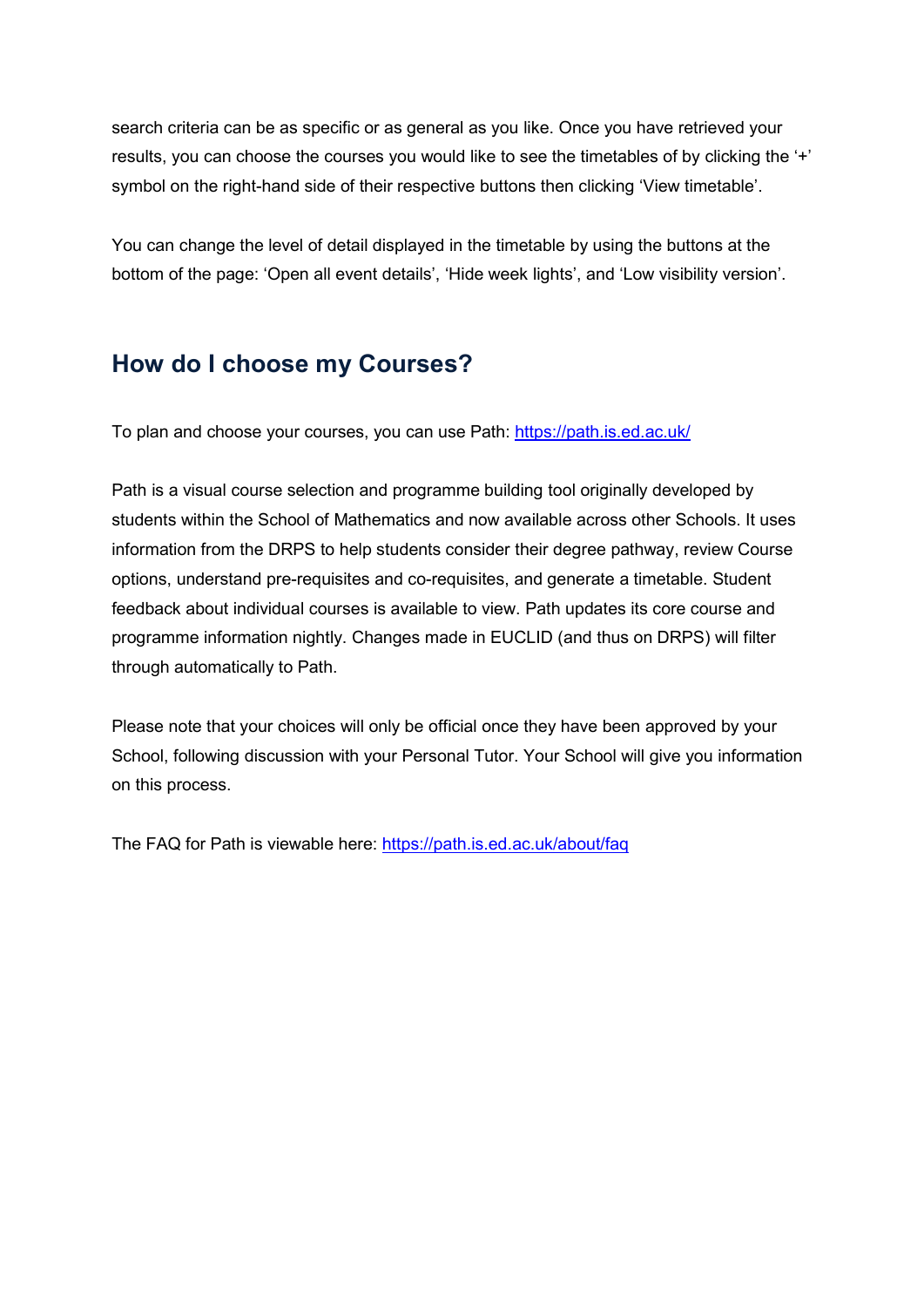search criteria can be as specific or as general as you like. Once you have retrieved your results, you can choose the courses you would like to see the timetables of by clicking the '+' symbol on the right-hand side of their respective buttons then clicking 'View timetable'.

You can change the level of detail displayed in the timetable by using the buttons at the bottom of the page: 'Open all event details', 'Hide week lights', and 'Low visibility version'.

## How do I choose my Courses?

To plan and choose your courses, you can use Path: [https://path.is.ed.ac.uk/](https://path.is.ed.ac.uk/)

Path is a visual course selection and programme building tool originally developed by students within the School of Mathematics and now available across other Schools. It uses information from the DRPS to help students consider their degree pathway, review Course options, understand pre-requisites and co-requisites, and generate a timetable. Student feedback about individual courses is available to view. Path updates its core course and programme information nightly. Changes made in EUCLID (and thus on DRPS) will filter through automatically to Path.

Please note that your choices will only be official once they have been approved by your School, following discussion with your Personal Tutor. Your School will give you information on this process.

The FAQ for Path is viewable here: [https://path.is.ed.ac.uk/about/faq](https://path.is.ed.ac.uk/about/faq)